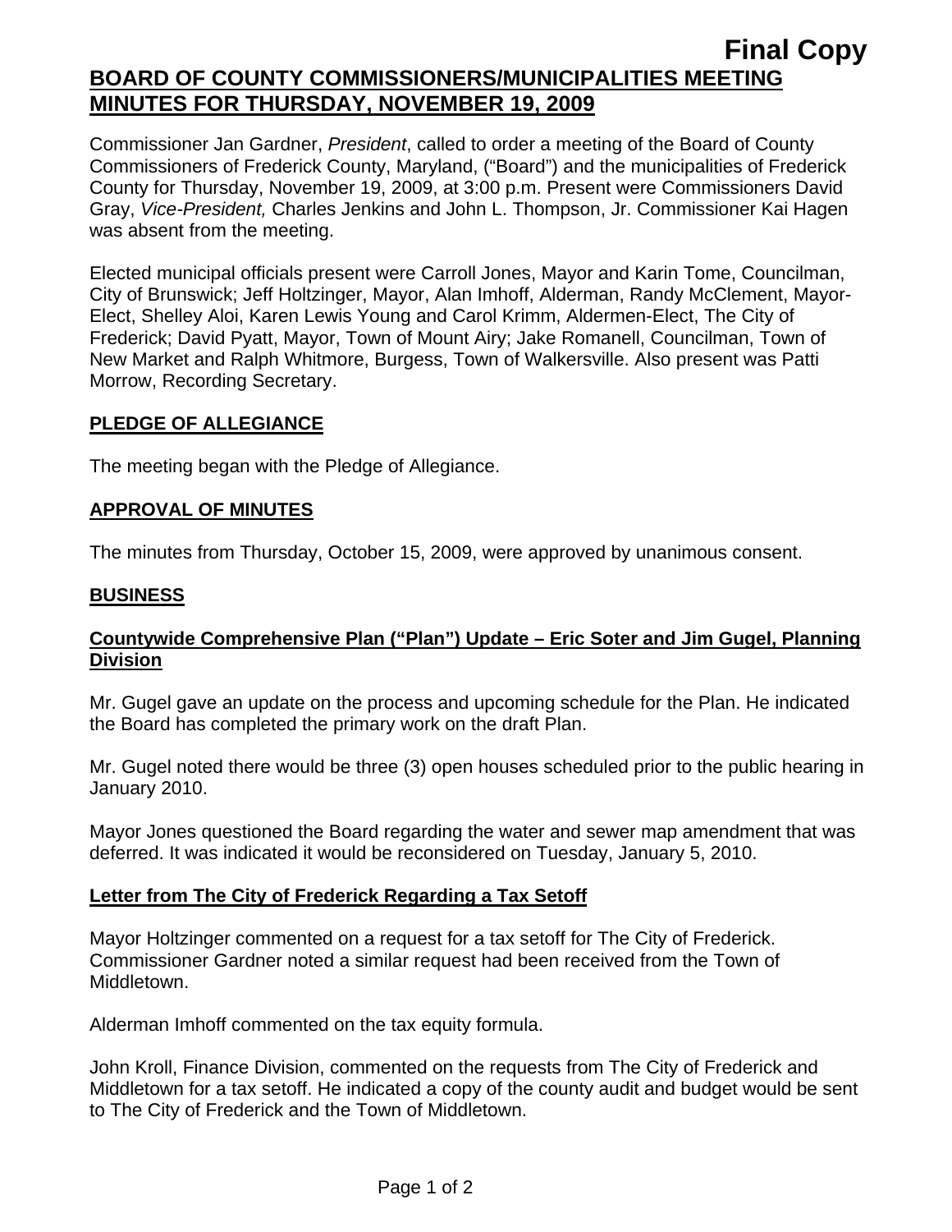**Final Copy**

# BOARD OF COUNTY COMMISSIONERS/MUNICIPALITIES MEETING MINUTES FOR THURSDAY, NOVEMBER 19, 2009

Commissioner Jan Gardner, *President*, called to order a meeting of the Board of County Commissioners of Frederick County, Maryland, ("Board") and the municipalities of Frederick County for Thursday, November 19, 2009, at 3:00 p.m. Present were Commissioners David Gray, *Vice-President,* Charles Jenkins and John L. Thompson, Jr. Commissioner Kai Hagen was absent from the meeting.

Elected municipal officials present were Carroll Jones, Mayor and Karin Tome, Councilman, City of Brunswick; Jeff Holtzinger, Mayor, Alan Imhoff, Alderman, Randy McClement, Mayor-Elect, Shelley Aloi, Karen Lewis Young and Carol Krimm, Aldermen-Elect, The City of Frederick; David Pyatt, Mayor, Town of Mount Airy; Jake Romanell, Councilman, Town of New Market and Ralph Whitmore, Burgess, Town of Walkersville. Also present was Patti Morrow, Recording Secretary.

## PLEDGE OF ALLEGIANCE

The meeting began with the Pledge of Allegiance.

## APPROVAL OF MINUTES

The minutes from Thursday, October 15, 2009, were approved by unanimous consent.

## BUSINESS

### Countywide Comprehensive Plan ("Plan") Update – Eric Soter and Jim Gugel, Planning Division

Mr. Gugel gave an update on the process and upcoming schedule for the Plan. He indicated the Board has completed the primary work on the draft Plan.

Mr. Gugel noted there would be three (3) open houses scheduled prior to the public hearing in January 2010.

Mayor Jones questioned the Board regarding the water and sewer map amendment that was deferred. It was indicated it would be reconsidered on Tuesday, January 5, 2010.

### Letter from The City of Frederick Regarding a Tax Setoff

Mayor Holtzinger commented on a request for a tax setoff for The City of Frederick. Commissioner Gardner noted a similar request had been received from the Town of Middletown.

Alderman Imhoff commented on the tax equity formula.

John Kroll, Finance Division, commented on the requests from The City of Frederick and Middletown for a tax setoff. He indicated a copy of the county audit and budget would be sent to The City of Frederick and the Town of Middletown.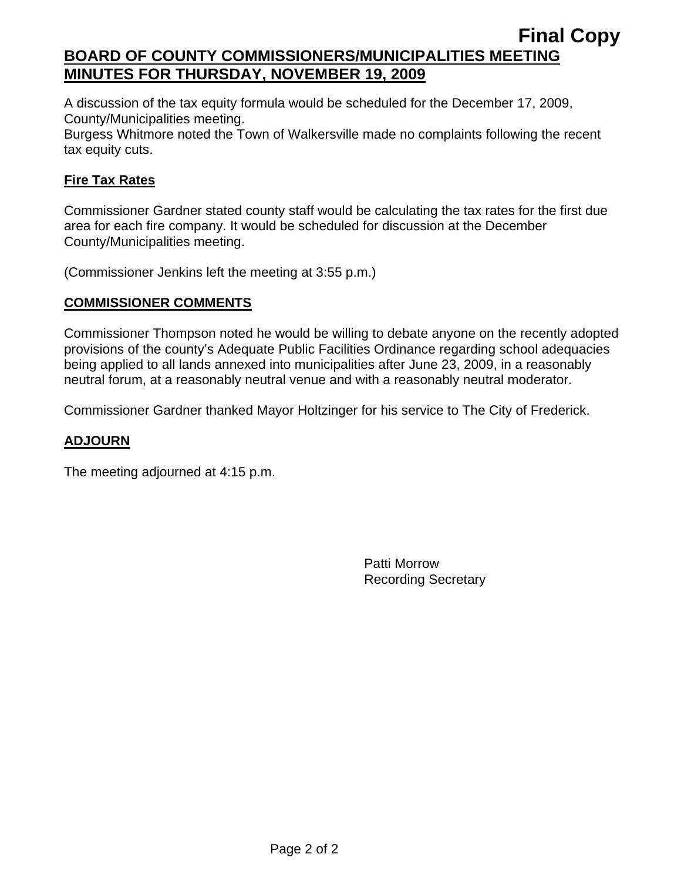**Final Copy**

**BOARD OF COUNTY COMMISSIONERS/MUNICIPALITIES MEETING MINUTES FOR THURSDAY, NOVEMBER 19, 2009**

A discussion of the tax equity formula would be scheduled for the December 17, 2009, County/Municipalities meeting.
Burgess Whitmore noted the Town of Walkersville made no complaints following the recent tax equity cuts.

**Fire Tax Rates**

Commissioner Gardner stated county staff would be calculating the tax rates for the first due area for each fire company. It would be scheduled for discussion at the December County/Municipalities meeting.

(Commissioner Jenkins left the meeting at 3:55 p.m.)

**COMMISSIONER COMMENTS**

Commissioner Thompson noted he would be willing to debate anyone on the recently adopted provisions of the county's Adequate Public Facilities Ordinance regarding school adequacies being applied to all lands annexed into municipalities after June 23, 2009, in a reasonably neutral forum, at a reasonably neutral venue and with a reasonably neutral moderator.

Commissioner Gardner thanked Mayor Holtzinger for his service to The City of Frederick.

**ADJOURN**

The meeting adjourned at 4:15 p.m.

Patti Morrow
Recording Secretary